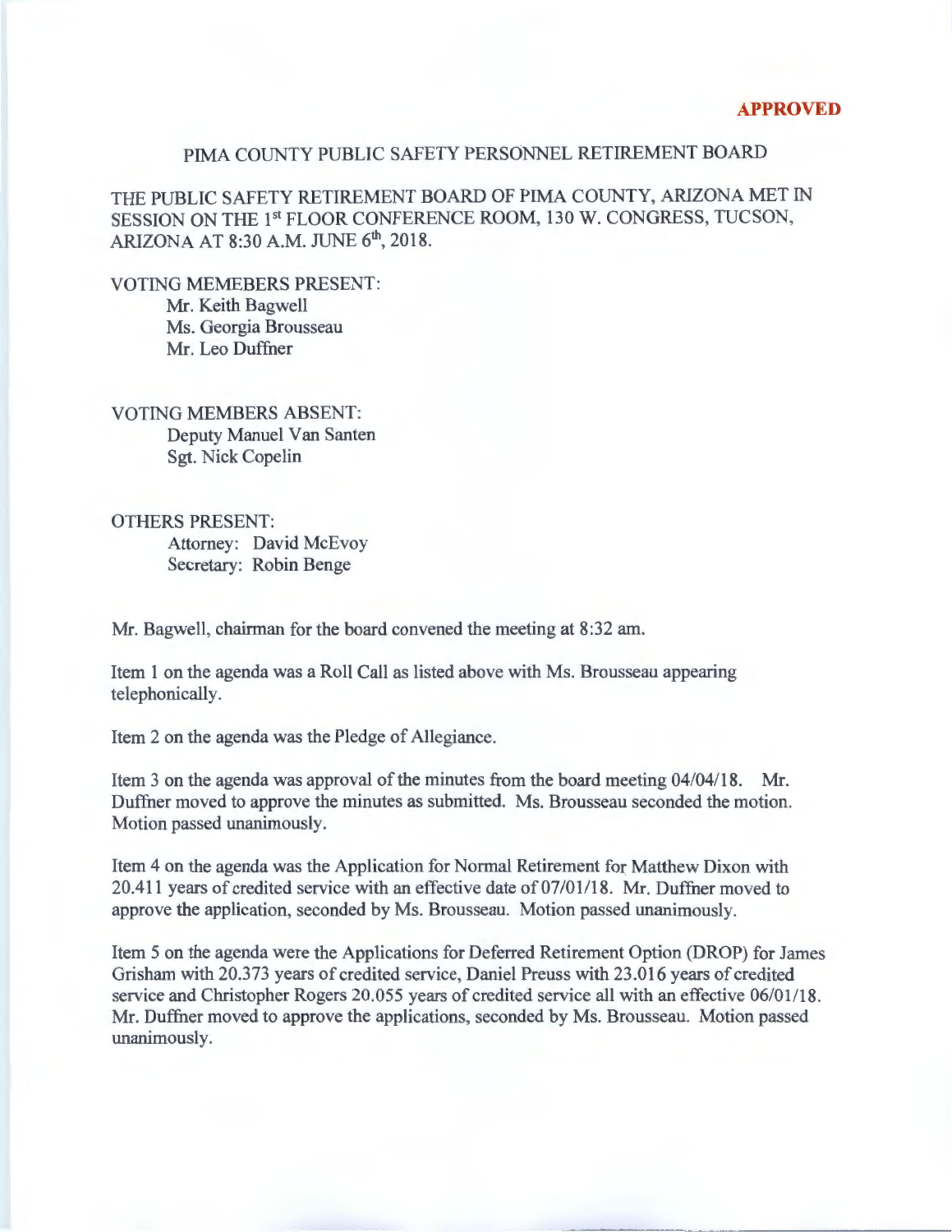**APPROVED**

PIMA COUNTY PUBLIC SAFETY PERSONNEL RETIREMENT BOARD

THE PUBLIC SAFETY RETIREMENT BOARD OF PIMA COUNTY, ARIZONA MET IN SESSION ON THE 1st FLOOR CONFERENCE ROOM, 130 W. CONGRESS, TUCSON, ARIZONA AT 8:30 A.M. JUNE 6th, 2018.

VOTING MEMEBERS PRESENT:
Mr. Keith Bagwell
Ms. Georgia Brousseau
Mr. Leo Duffner

VOTING MEMBERS ABSENT:
Deputy Manuel Van Santen
Sgt. Nick Copelin

OTHERS PRESENT:
Attorney: David McEvoy
Secretary: Robin Benge

Mr. Bagwell, chairman for the board convened the meeting at 8:32 am.

Item 1 on the agenda was a Roll Call as listed above with Ms. Brousseau appearing telephonically.

Item 2 on the agenda was the Pledge of Allegiance.

Item 3 on the agenda was approval of the minutes from the board meeting 04/04/18. Mr. Duffner moved to approve the minutes as submitted. Ms. Brousseau seconded the motion. Motion passed unanimously.

Item 4 on the agenda was the Application for Normal Retirement for Matthew Dixon with 20.411 years of credited service with an effective date of 07/01/18. Mr. Duffner moved to approve the application, seconded by Ms. Brousseau. Motion passed unanimously.

Item 5 on the agenda were the Applications for Deferred Retirement Option (DROP) for James Grisham with 20.373 years of credited service, Daniel Preuss with 23.016 years of credited service and Christopher Rogers 20.055 years of credited service all with an effective 06/01/18. Mr. Duffner moved to approve the applications, seconded by Ms. Brousseau. Motion passed unanimously.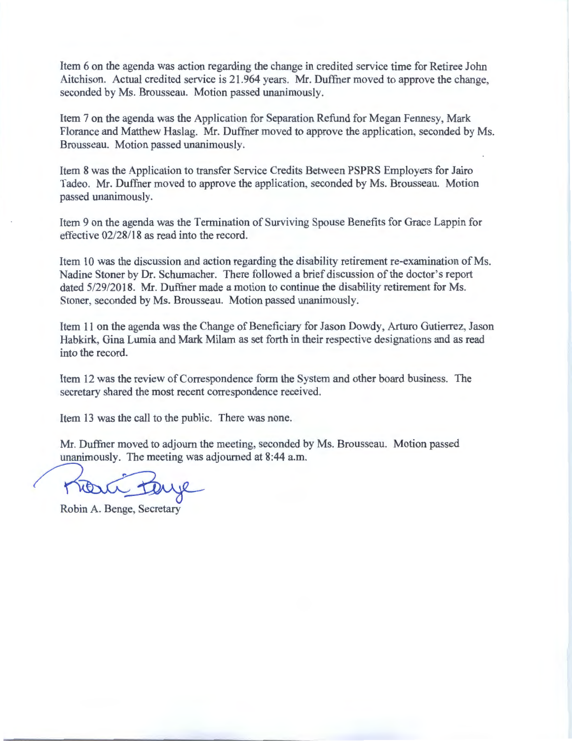Item 6 on the agenda was action regarding the change in credited service time for Retiree John Aitchison. Actual credited service is 21.964 years. Mr. Duffner moved to approve the change, seconded by Ms. Brousseau. Motion passed unanimously.

Item 7 on the agenda was the Application for Separation Refund for Megan Fennesy, Mark Florance and Matthew Haslag. Mr. Duffner moved to approve the application, seconded by Ms. Brousseau. Motion passed unanimously.

Item 8 was the Application to transfer Service Credits Between PSPRS Employers for Jairo Tadeo. Mr. Duffner moved to approve the application, seconded by Ms. Brousseau. Motion passed unanimously.

Item 9 on the agenda was the Termination of Surviving Spouse Benefits for Grace Lappin for effective 02/28/18 as read into the record.

Item 10 was the discussion and action regarding the disability retirement re-examination of Ms. Nadine Stoner by Dr. Schumacher. There followed a brief discussion of the doctor's report dated 5/29/2018. Mr. Duffner made a motion to continue the disability retirement for Ms. Stoner, seconded by Ms. Brousseau. Motion passed unanimously.

Item 11 on the agenda was the Change of Beneficiary for Jason Dowdy, Arturo Gutierrez, Jason Habkirk, Gina Lumia and Mark Milam as set forth in their respective designations and as read into the record.

Item 12 was the review of Correspondence form the System and other board business. The secretary shared the most recent correspondence received.

Item 13 was the call to the public. There was none.

Mr. Duffner moved to adjourn the meeting, seconded by Ms. Brousseau. Motion passed unanimously. The meeting was adjourned at 8:44 a.m.

Robin A. Benge, Secretary